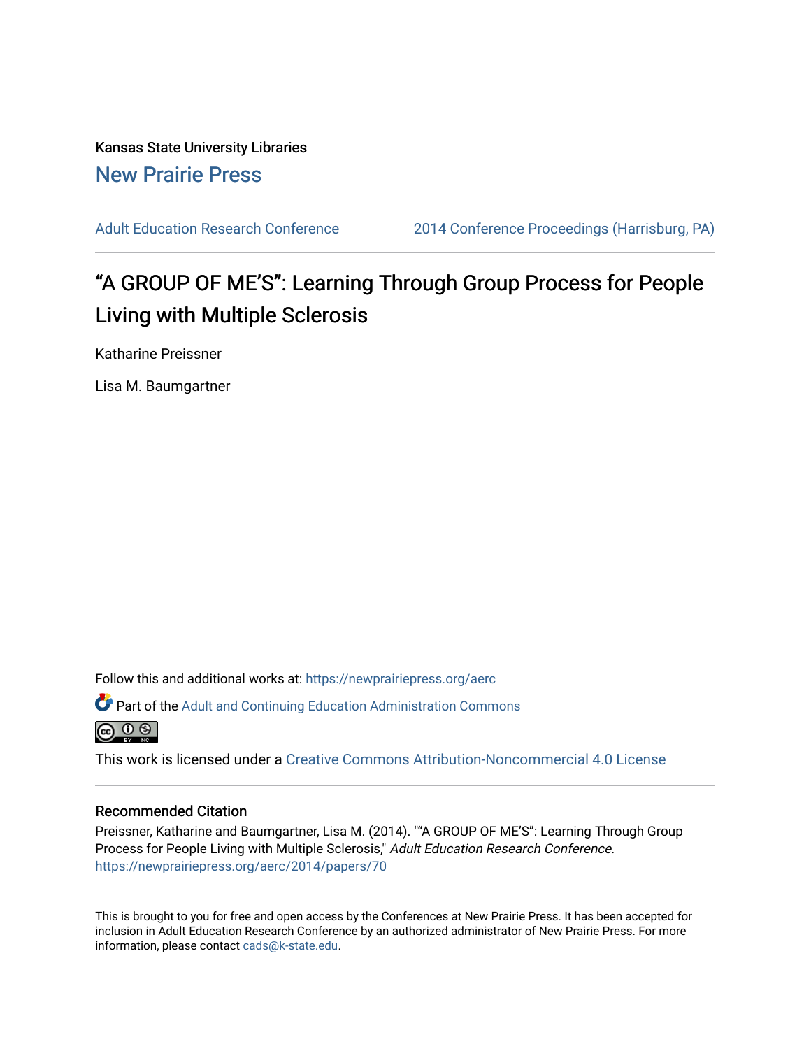Kansas State University Libraries

New Prairie Press

Adult Education Research Conference | 2014 Conference Proceedings (Harrisburg, PA)

# "A GROUP OF ME'S": Learning Through Group Process for People Living with Multiple Sclerosis

Katharine Preissner

Lisa M. Baumgartner

Follow this and additional works at: https://newprairiepress.org/aerc

Part of the Adult and Continuing Education Administration Commons

This work is licensed under a Creative Commons Attribution-Noncommercial 4.0 License

## Recommended Citation

Preissner, Katharine and Baumgartner, Lisa M. (2014). ""A GROUP OF ME'S": Learning Through Group Process for People Living with Multiple Sclerosis," *Adult Education Research Conference*. https://newprairiepress.org/aerc/2014/papers/70

This is brought to you for free and open access by the Conferences at New Prairie Press. It has been accepted for inclusion in Adult Education Research Conference by an authorized administrator of New Prairie Press. For more information, please contact cads@k-state.edu.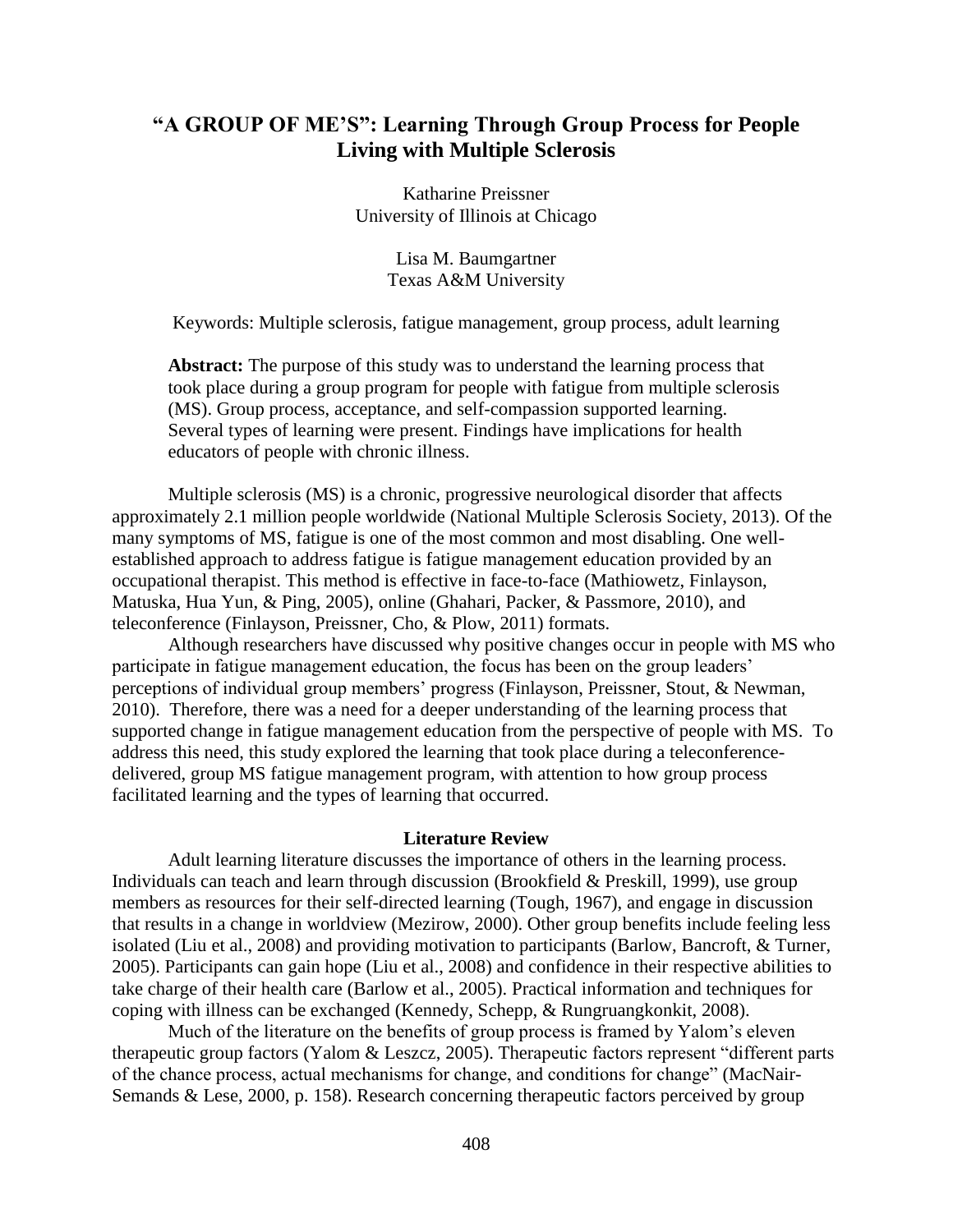# "A GROUP OF ME'S": Learning Through Group Process for People Living with Multiple Sclerosis

Katharine Preissner
University of Illinois at Chicago

Lisa M. Baumgartner
Texas A&M University

Keywords: Multiple sclerosis, fatigue management, group process, adult learning

**Abstract:** The purpose of this study was to understand the learning process that took place during a group program for people with fatigue from multiple sclerosis (MS). Group process, acceptance, and self-compassion supported learning. Several types of learning were present. Findings have implications for health educators of people with chronic illness.

Multiple sclerosis (MS) is a chronic, progressive neurological disorder that affects approximately 2.1 million people worldwide (National Multiple Sclerosis Society, 2013). Of the many symptoms of MS, fatigue is one of the most common and most disabling. One well-established approach to address fatigue is fatigue management education provided by an occupational therapist. This method is effective in face-to-face (Mathiowetz, Finlayson, Matuska, Hua Yun, & Ping, 2005), online (Ghahari, Packer, & Passmore, 2010), and teleconference (Finlayson, Preissner, Cho, & Plow, 2011) formats.

Although researchers have discussed why positive changes occur in people with MS who participate in fatigue management education, the focus has been on the group leaders' perceptions of individual group members' progress (Finlayson, Preissner, Stout, & Newman, 2010). Therefore, there was a need for a deeper understanding of the learning process that supported change in fatigue management education from the perspective of people with MS. To address this need, this study explored the learning that took place during a teleconference-delivered, group MS fatigue management program, with attention to how group process facilitated learning and the types of learning that occurred.

## Literature Review

Adult learning literature discusses the importance of others in the learning process. Individuals can teach and learn through discussion (Brookfield & Preskill, 1999), use group members as resources for their self-directed learning (Tough, 1967), and engage in discussion that results in a change in worldview (Mezirow, 2000). Other group benefits include feeling less isolated (Liu et al., 2008) and providing motivation to participants (Barlow, Bancroft, & Turner, 2005). Participants can gain hope (Liu et al., 2008) and confidence in their respective abilities to take charge of their health care (Barlow et al., 2005). Practical information and techniques for coping with illness can be exchanged (Kennedy, Schepp, & Rungruangkonkit, 2008).

Much of the literature on the benefits of group process is framed by Yalom's eleven therapeutic group factors (Yalom & Leszcz, 2005). Therapeutic factors represent "different parts of the chance process, actual mechanisms for change, and conditions for change" (MacNair-Semands & Lese, 2000, p. 158). Research concerning therapeutic factors perceived by group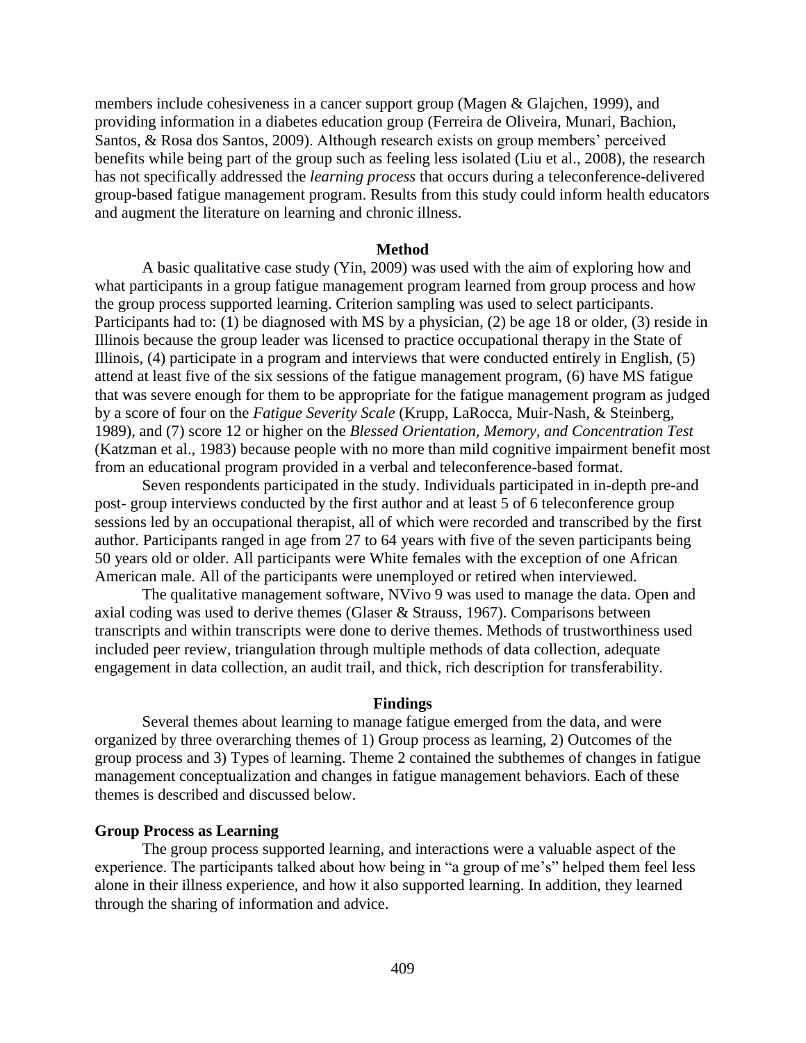members include cohesiveness in a cancer support group (Magen & Glajchen, 1999), and providing information in a diabetes education group (Ferreira de Oliveira, Munari, Bachion, Santos, & Rosa dos Santos, 2009). Although research exists on group members' perceived benefits while being part of the group such as feeling less isolated (Liu et al., 2008), the research has not specifically addressed the *learning process* that occurs during a teleconference-delivered group-based fatigue management program. Results from this study could inform health educators and augment the literature on learning and chronic illness.

## Method

A basic qualitative case study (Yin, 2009) was used with the aim of exploring how and what participants in a group fatigue management program learned from group process and how the group process supported learning. Criterion sampling was used to select participants. Participants had to: (1) be diagnosed with MS by a physician, (2) be age 18 or older, (3) reside in Illinois because the group leader was licensed to practice occupational therapy in the State of Illinois, (4) participate in a program and interviews that were conducted entirely in English, (5) attend at least five of the six sessions of the fatigue management program, (6) have MS fatigue that was severe enough for them to be appropriate for the fatigue management program as judged by a score of four on the *Fatigue Severity Scale* (Krupp, LaRocca, Muir-Nash, & Steinberg, 1989), and (7) score 12 or higher on the *Blessed Orientation, Memory, and Concentration Test* (Katzman et al., 1983) because people with no more than mild cognitive impairment benefit most from an educational program provided in a verbal and teleconference-based format.

Seven respondents participated in the study. Individuals participated in in-depth pre-and post- group interviews conducted by the first author and at least 5 of 6 teleconference group sessions led by an occupational therapist, all of which were recorded and transcribed by the first author. Participants ranged in age from 27 to 64 years with five of the seven participants being 50 years old or older. All participants were White females with the exception of one African American male. All of the participants were unemployed or retired when interviewed.

The qualitative management software, NVivo 9 was used to manage the data. Open and axial coding was used to derive themes (Glaser & Strauss, 1967). Comparisons between transcripts and within transcripts were done to derive themes. Methods of trustworthiness used included peer review, triangulation through multiple methods of data collection, adequate engagement in data collection, an audit trail, and thick, rich description for transferability.

## Findings

Several themes about learning to manage fatigue emerged from the data, and were organized by three overarching themes of 1) Group process as learning, 2) Outcomes of the group process and 3) Types of learning. Theme 2 contained the subthemes of changes in fatigue management conceptualization and changes in fatigue management behaviors. Each of these themes is described and discussed below.

### Group Process as Learning

The group process supported learning, and interactions were a valuable aspect of the experience. The participants talked about how being in "a group of me's" helped them feel less alone in their illness experience, and how it also supported learning. In addition, they learned through the sharing of information and advice.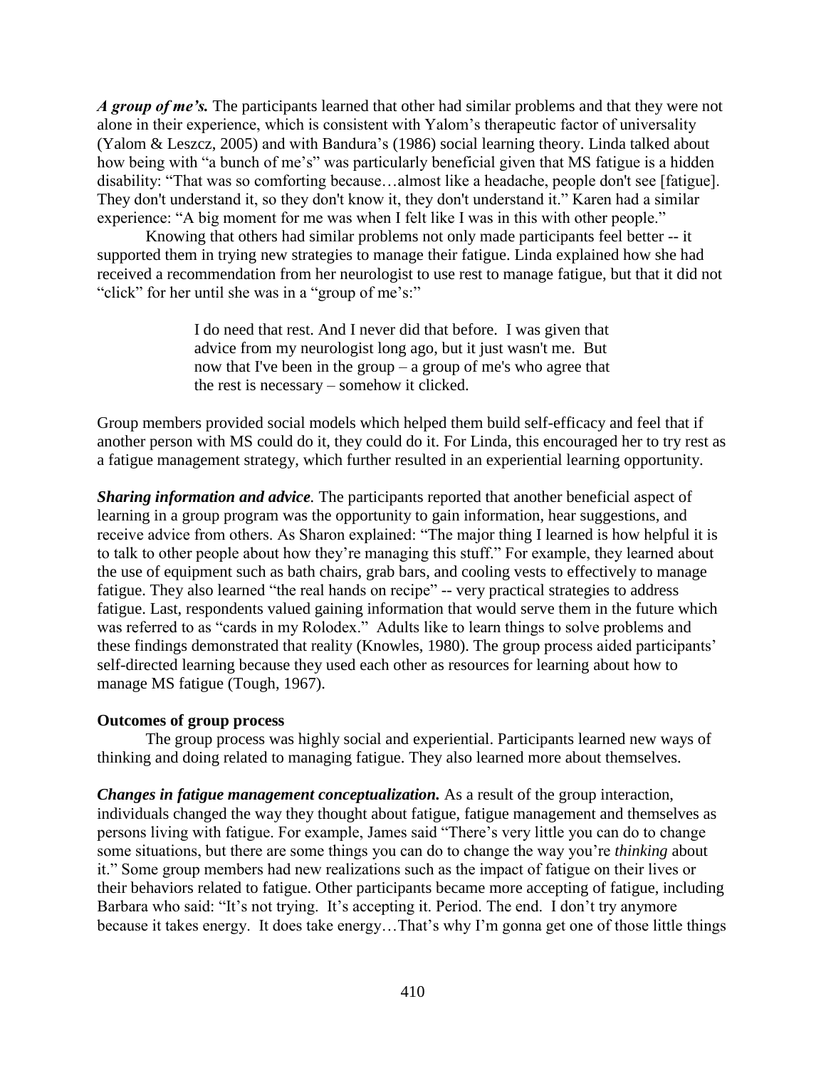***A group of me's.*** The participants learned that other had similar problems and that they were not alone in their experience, which is consistent with Yalom's therapeutic factor of universality (Yalom & Leszcz, 2005) and with Bandura's (1986) social learning theory. Linda talked about how being with "a bunch of me's" was particularly beneficial given that MS fatigue is a hidden disability: "That was so comforting because…almost like a headache, people don't see [fatigue]. They don't understand it, so they don't know it, they don't understand it." Karen had a similar experience: "A big moment for me was when I felt like I was in this with other people."

Knowing that others had similar problems not only made participants feel better -- it supported them in trying new strategies to manage their fatigue. Linda explained how she had received a recommendation from her neurologist to use rest to manage fatigue, but that it did not "click" for her until she was in a "group of me's:"

> I do need that rest. And I never did that before. I was given that advice from my neurologist long ago, but it just wasn't me. But now that I've been in the group – a group of me's who agree that the rest is necessary – somehow it clicked.

Group members provided social models which helped them build self-efficacy and feel that if another person with MS could do it, they could do it. For Linda, this encouraged her to try rest as a fatigue management strategy, which further resulted in an experiential learning opportunity.

***Sharing information and advice.*** The participants reported that another beneficial aspect of learning in a group program was the opportunity to gain information, hear suggestions, and receive advice from others. As Sharon explained: "The major thing I learned is how helpful it is to talk to other people about how they're managing this stuff." For example, they learned about the use of equipment such as bath chairs, grab bars, and cooling vests to effectively to manage fatigue. They also learned "the real hands on recipe" -- very practical strategies to address fatigue. Last, respondents valued gaining information that would serve them in the future which was referred to as "cards in my Rolodex." Adults like to learn things to solve problems and these findings demonstrated that reality (Knowles, 1980). The group process aided participants' self-directed learning because they used each other as resources for learning about how to manage MS fatigue (Tough, 1967).

**Outcomes of group process**

The group process was highly social and experiential. Participants learned new ways of thinking and doing related to managing fatigue. They also learned more about themselves.

***Changes in fatigue management conceptualization.*** As a result of the group interaction, individuals changed the way they thought about fatigue, fatigue management and themselves as persons living with fatigue. For example, James said "There's very little you can do to change some situations, but there are some things you can do to change the way you're *thinking* about it." Some group members had new realizations such as the impact of fatigue on their lives or their behaviors related to fatigue. Other participants became more accepting of fatigue, including Barbara who said: "It's not trying. It's accepting it. Period. The end. I don't try anymore because it takes energy. It does take energy…That's why I'm gonna get one of those little things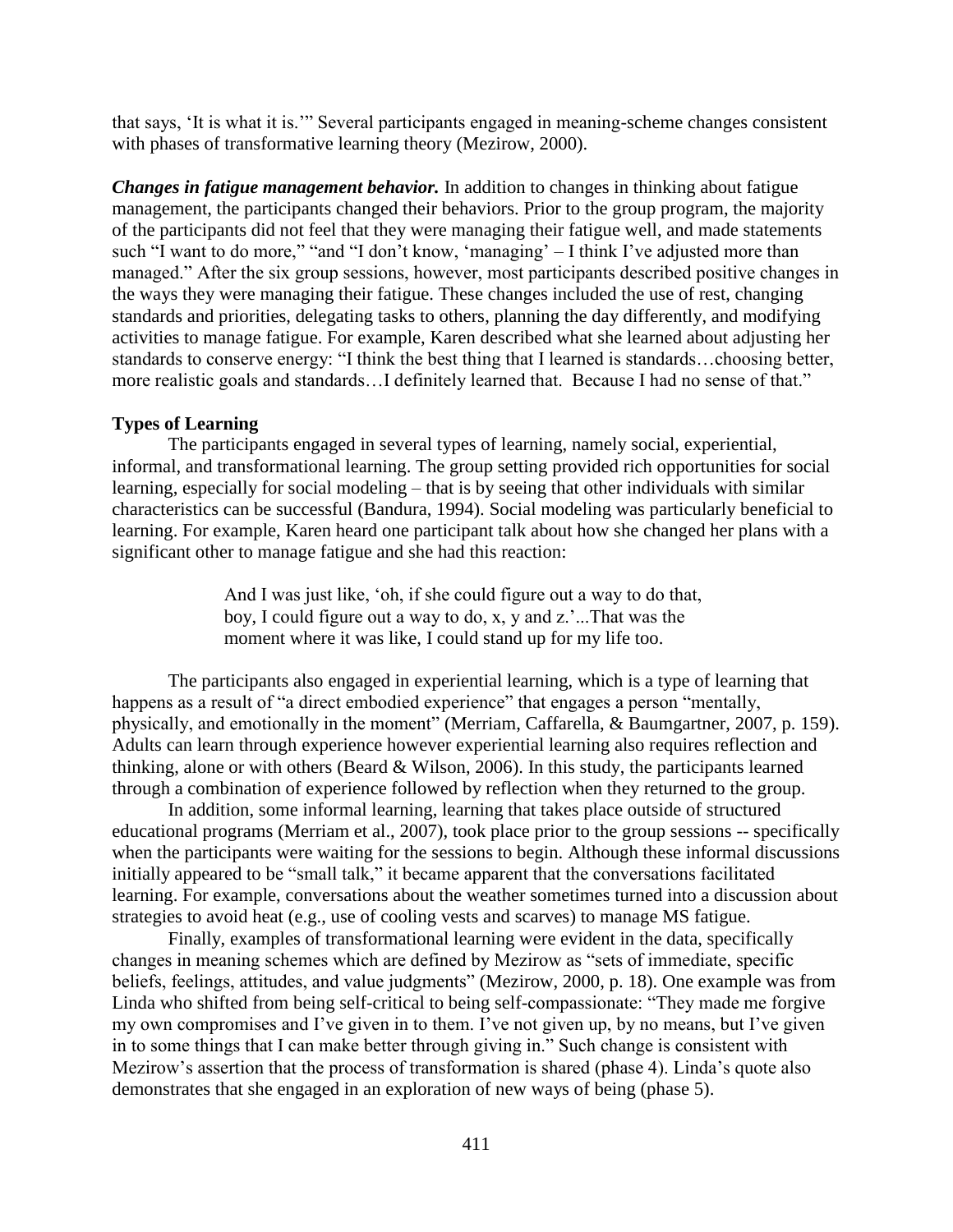that says, 'It is what it is.'" Several participants engaged in meaning-scheme changes consistent with phases of transformative learning theory (Mezirow, 2000).

***Changes in fatigue management behavior.*** In addition to changes in thinking about fatigue management, the participants changed their behaviors. Prior to the group program, the majority of the participants did not feel that they were managing their fatigue well, and made statements such "I want to do more," "and "I don't know, 'managing' – I think I've adjusted more than managed." After the six group sessions, however, most participants described positive changes in the ways they were managing their fatigue. These changes included the use of rest, changing standards and priorities, delegating tasks to others, planning the day differently, and modifying activities to manage fatigue. For example, Karen described what she learned about adjusting her standards to conserve energy: "I think the best thing that I learned is standards…choosing better, more realistic goals and standards…I definitely learned that. Because I had no sense of that."

**Types of Learning**

The participants engaged in several types of learning, namely social, experiential, informal, and transformational learning. The group setting provided rich opportunities for social learning, especially for social modeling – that is by seeing that other individuals with similar characteristics can be successful (Bandura, 1994). Social modeling was particularly beneficial to learning. For example, Karen heard one participant talk about how she changed her plans with a significant other to manage fatigue and she had this reaction:

> And I was just like, 'oh, if she could figure out a way to do that, boy, I could figure out a way to do, x, y and z.'...That was the moment where it was like, I could stand up for my life too.

The participants also engaged in experiential learning, which is a type of learning that happens as a result of "a direct embodied experience" that engages a person "mentally, physically, and emotionally in the moment" (Merriam, Caffarella, & Baumgartner, 2007, p. 159). Adults can learn through experience however experiential learning also requires reflection and thinking, alone or with others (Beard & Wilson, 2006). In this study, the participants learned through a combination of experience followed by reflection when they returned to the group.

In addition, some informal learning, learning that takes place outside of structured educational programs (Merriam et al., 2007), took place prior to the group sessions -- specifically when the participants were waiting for the sessions to begin. Although these informal discussions initially appeared to be "small talk," it became apparent that the conversations facilitated learning. For example, conversations about the weather sometimes turned into a discussion about strategies to avoid heat (e.g., use of cooling vests and scarves) to manage MS fatigue.

Finally, examples of transformational learning were evident in the data, specifically changes in meaning schemes which are defined by Mezirow as "sets of immediate, specific beliefs, feelings, attitudes, and value judgments" (Mezirow, 2000, p. 18). One example was from Linda who shifted from being self-critical to being self-compassionate: "They made me forgive my own compromises and I've given in to them. I've not given up, by no means, but I've given in to some things that I can make better through giving in." Such change is consistent with Mezirow's assertion that the process of transformation is shared (phase 4). Linda's quote also demonstrates that she engaged in an exploration of new ways of being (phase 5).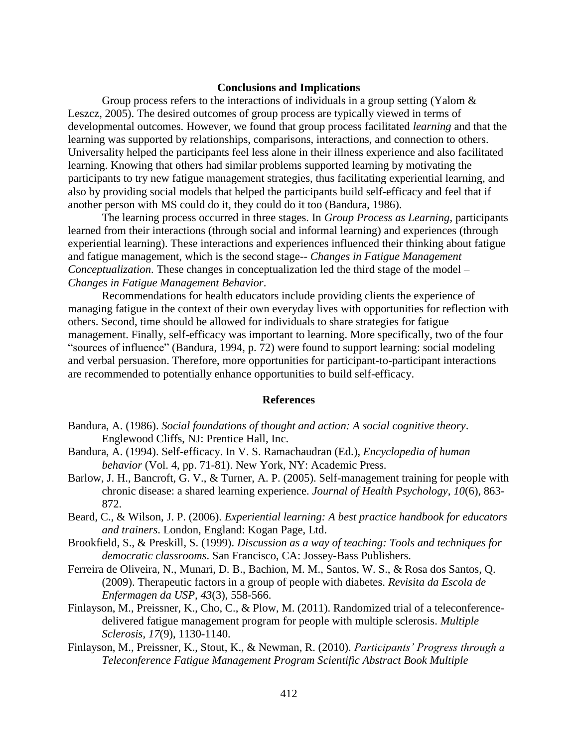## Conclusions and Implications

Group process refers to the interactions of individuals in a group setting (Yalom & Leszcz, 2005). The desired outcomes of group process are typically viewed in terms of developmental outcomes. However, we found that group process facilitated *learning* and that the learning was supported by relationships, comparisons, interactions, and connection to others. Universality helped the participants feel less alone in their illness experience and also facilitated learning. Knowing that others had similar problems supported learning by motivating the participants to try new fatigue management strategies, thus facilitating experiential learning, and also by providing social models that helped the participants build self-efficacy and feel that if another person with MS could do it, they could do it too (Bandura, 1986).

The learning process occurred in three stages. In *Group Process as Learning*, participants learned from their interactions (through social and informal learning) and experiences (through experiential learning). These interactions and experiences influenced their thinking about fatigue and fatigue management, which is the second stage-- *Changes in Fatigue Management Conceptualization*. These changes in conceptualization led the third stage of the model – *Changes in Fatigue Management Behavior*.

Recommendations for health educators include providing clients the experience of managing fatigue in the context of their own everyday lives with opportunities for reflection with others. Second, time should be allowed for individuals to share strategies for fatigue management. Finally, self-efficacy was important to learning. More specifically, two of the four "sources of influence" (Bandura, 1994, p. 72) were found to support learning: social modeling and verbal persuasion. Therefore, more opportunities for participant-to-participant interactions are recommended to potentially enhance opportunities to build self-efficacy.

## References

Bandura, A. (1986). *Social foundations of thought and action: A social cognitive theory*. Englewood Cliffs, NJ: Prentice Hall, Inc.

Bandura, A. (1994). Self-efficacy. In V. S. Ramachaudran (Ed.), *Encyclopedia of human behavior* (Vol. 4, pp. 71-81). New York, NY: Academic Press.

Barlow, J. H., Bancroft, G. V., & Turner, A. P. (2005). Self-management training for people with chronic disease: a shared learning experience. *Journal of Health Psychology, 10*(6), 863-872.

Beard, C., & Wilson, J. P. (2006). *Experiential learning: A best practice handbook for educators and trainers*. London, England: Kogan Page, Ltd.

Brookfield, S., & Preskill, S. (1999). *Discussion as a way of teaching: Tools and techniques for democratic classrooms*. San Francisco, CA: Jossey-Bass Publishers.

Ferreira de Oliveira, N., Munari, D. B., Bachion, M. M., Santos, W. S., & Rosa dos Santos, Q. (2009). Therapeutic factors in a group of people with diabetes. *Revisita da Escola de Enfermagen da USP, 43*(3), 558-566.

Finlayson, M., Preissner, K., Cho, C., & Plow, M. (2011). Randomized trial of a teleconference-delivered fatigue management program for people with multiple sclerosis. *Multiple Sclerosis, 17*(9), 1130-1140.

Finlayson, M., Preissner, K., Stout, K., & Newman, R. (2010). *Participants' Progress through a Teleconference Fatigue Management Program Scientific Abstract Book Multiple*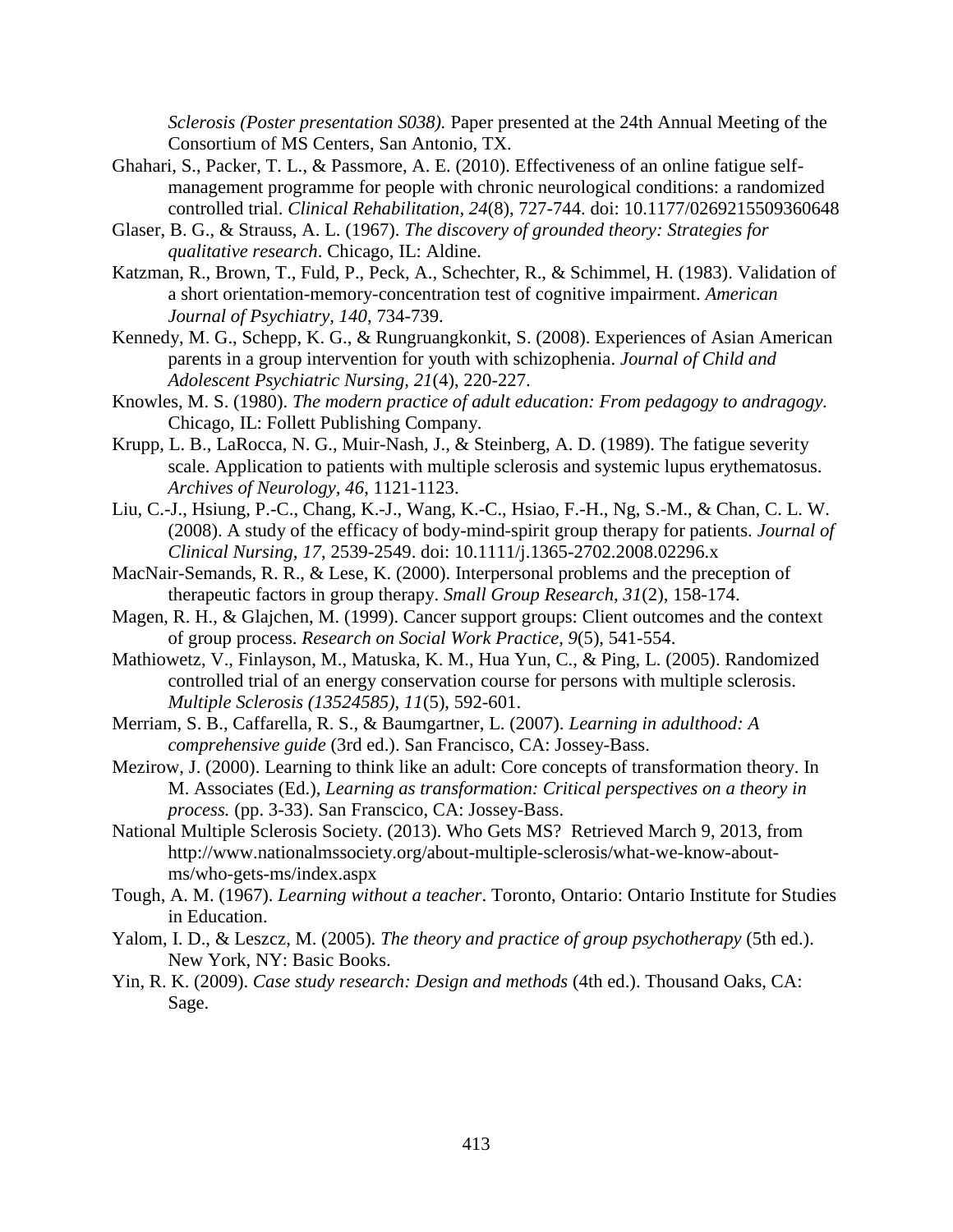*Sclerosis (Poster presentation S038).* Paper presented at the 24th Annual Meeting of the Consortium of MS Centers, San Antonio, TX.

Ghahari, S., Packer, T. L., & Passmore, A. E. (2010). Effectiveness of an online fatigue self-management programme for people with chronic neurological conditions: a randomized controlled trial. *Clinical Rehabilitation, 24*(8), 727-744. doi: 10.1177/0269215509360648

Glaser, B. G., & Strauss, A. L. (1967). *The discovery of grounded theory: Strategies for qualitative research*. Chicago, IL: Aldine.

Katzman, R., Brown, T., Fuld, P., Peck, A., Schechter, R., & Schimmel, H. (1983). Validation of a short orientation-memory-concentration test of cognitive impairment. *American Journal of Psychiatry, 140*, 734-739.

Kennedy, M. G., Schepp, K. G., & Rungruangkonkit, S. (2008). Experiences of Asian American parents in a group intervention for youth with schizophenia. *Journal of Child and Adolescent Psychiatric Nursing, 21*(4), 220-227.

Knowles, M. S. (1980). *The modern practice of adult education: From pedagogy to andragogy.* Chicago, IL: Follett Publishing Company.

Krupp, L. B., LaRocca, N. G., Muir-Nash, J., & Steinberg, A. D. (1989). The fatigue severity scale. Application to patients with multiple sclerosis and systemic lupus erythematosus. *Archives of Neurology, 46*, 1121-1123.

Liu, C.-J., Hsiung, P.-C., Chang, K.-J., Wang, K.-C., Hsiao, F.-H., Ng, S.-M., & Chan, C. L. W. (2008). A study of the efficacy of body-mind-spirit group therapy for patients. *Journal of Clinical Nursing, 17*, 2539-2549. doi: 10.1111/j.1365-2702.2008.02296.x

MacNair-Semands, R. R., & Lese, K. (2000). Interpersonal problems and the preception of therapeutic factors in group therapy. *Small Group Research, 31*(2), 158-174.

Magen, R. H., & Glajchen, M. (1999). Cancer support groups: Client outcomes and the context of group process. *Research on Social Work Practice, 9*(5), 541-554.

Mathiowetz, V., Finlayson, M., Matuska, K. M., Hua Yun, C., & Ping, L. (2005). Randomized controlled trial of an energy conservation course for persons with multiple sclerosis. *Multiple Sclerosis (13524585), 11*(5), 592-601.

Merriam, S. B., Caffarella, R. S., & Baumgartner, L. (2007). *Learning in adulthood: A comprehensive guide* (3rd ed.). San Francisco, CA: Jossey-Bass.

Mezirow, J. (2000). Learning to think like an adult: Core concepts of transformation theory. In M. Associates (Ed.), *Learning as transformation: Critical perspectives on a theory in process.* (pp. 3-33). San Franscico, CA: Jossey-Bass.

National Multiple Sclerosis Society. (2013). Who Gets MS? Retrieved March 9, 2013, from http://www.nationalmssociety.org/about-multiple-sclerosis/what-we-know-about-ms/who-gets-ms/index.aspx

Tough, A. M. (1967). *Learning without a teacher*. Toronto, Ontario: Ontario Institute for Studies in Education.

Yalom, I. D., & Leszcz, M. (2005). *The theory and practice of group psychotherapy* (5th ed.). New York, NY: Basic Books.

Yin, R. K. (2009). *Case study research: Design and methods* (4th ed.). Thousand Oaks, CA: Sage.